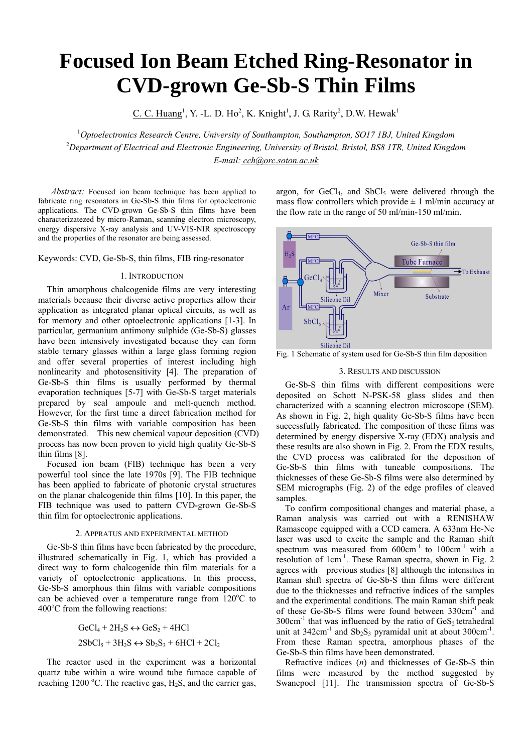# Focused Ion Beam Etched Ring-Resonator in CVD-grown Ge-Sb-S Thin Films

C. C. Huang[1], Y. -L. D. Ho[2], K. Knight[1], J. G. Rarity[2], D.W. Hewak[1]

[1]*Optoelectronics Research Centre, University of Southampton, Southampton, SO17 1BJ, United Kingdom*
[2]*Department of Electrical and Electronic Engineering, University of Bristol, Bristol, BS8 1TR, United Kingdom*
*E-mail: cch@orc.soton.ac.uk*

*Abstract:* Focused ion beam technique has been applied to fabricate ring resonators in Ge-Sb-S thin films for optoelectronic applications. The CVD-grown Ge-Sb-S thin films have been characterizatezed by micro-Raman, scanning electron microscopy, energy dispersive X-ray analysis and UV-VIS-NIR spectroscopy and the properties of the resonator are being assessed.

Keywords: CVD, Ge-Sb-S, thin films, FIB ring-resonator

## 1. Introduction

Thin amorphous chalcogenide films are very interesting materials because their diverse active properties allow their application as integrated planar optical circuits, as well as for memory and other optoelectronic applications [1-3]. In particular, germanium antimony sulphide (Ge-Sb-S) glasses have been intensively investigated because they can form stable ternary glasses within a large glass forming region and offer several properties of interest including high nonlinearity and photosensitivity [4]. The preparation of Ge-Sb-S thin films is usually performed by thermal evaporation techniques [5-7] with Ge-Sb-S target materials prepared by seal ampoule and melt-quench method. However, for the first time a direct fabrication method for Ge-Sb-S thin films with variable composition has been demonstrated. This new chemical vapour deposition (CVD) process has now been proven to yield high quality Ge-Sb-S thin films [8].

Focused ion beam (FIB) technique has been a very powerful tool since the late 1970s [9]. The FIB technique has been applied to fabricate of photonic crystal structures on the planar chalcogenide thin films [10]. In this paper, the FIB technique was used to pattern CVD-grown Ge-Sb-S thin film for optoelectronic applications.

## 2. Appratus and Experimental Method

Ge-Sb-S thin films have been fabricated by the procedure, illustrated schematically in Fig. 1, which has provided a direct way to form chalcogenide thin film materials for a variety of optoelectronic applications. In this process, Ge-Sb-S amorphous thin films with variable compositions can be achieved over a temperature range from 120°C to 400°C from the following reactions:

$$GeCl_4 + 2H_2S \leftrightarrow GeS_2 + 4HCl$$

$$2SbCl_5 + 3H_2S \leftrightarrow Sb_2S_3 + 6HCl + 2Cl_2$$

The reactor used in the experiment was a horizontal quartz tube within a wire wound tube furnace capable of reaching 1200 °C. The reactive gas, $H_2S$, and the carrier gas, argon, for $GeCl_4$, and $SbCl_5$ were delivered through the mass flow controllers which provide ± 1 ml/min accuracy at the flow rate in the range of 50 ml/min-150 ml/min.

Fig. 1 Schematic of system used for Ge-Sb-S thin film deposition

## 3. Results and Discussion

Ge-Sb-S thin films with different compositions were deposited on Schott N-PSK-58 glass slides and then characterized with a scanning electron microscope (SEM). As shown in Fig. 2, high quality Ge-Sb-S films have been successfully fabricated. The composition of these films was determined by energy dispersive X-ray (EDX) analysis and these results are also shown in Fig. 2. From the EDX results, the CVD process was calibrated for the deposition of Ge-Sb-S thin films with tuneable compositions. The thicknesses of these Ge-Sb-S films were also determined by SEM micrographs (Fig. 2) of the edge profiles of cleaved samples.

To confirm compositional changes and material phase, a Raman analysis was carried out with a RENISHAW Ramascope equipped with a CCD camera. A 633nm He-Ne laser was used to excite the sample and the Raman shift spectrum was measured from $600cm^{-1}$ to $100cm^{-1}$ with a resolution of $1cm^{-1}$. These Raman spectra, shown in Fig. 2 agrees with previous studies [8] although the intensities in Raman shift spectra of Ge-Sb-S thin films were different due to the thicknesses and refractive indices of the samples and the experimental conditions. The main Raman shift peak of these Ge-Sb-S films were found between $330cm^{-1}$ and $300cm^{-1}$ that was influenced by the ratio of $GeS_2$ tetrahedral unit at $342cm^{-1}$ and $Sb_2S_3$ pyramidal unit at about $300cm^{-1}$. From these Raman spectra, amorphous phases of the Ge-Sb-S thin films have been demonstrated.

Refractive indices ($n$) and thicknesses of Ge-Sb-S thin films were measured by the method suggested by Swanepoel [11]. The transmission spectra of Ge-Sb-S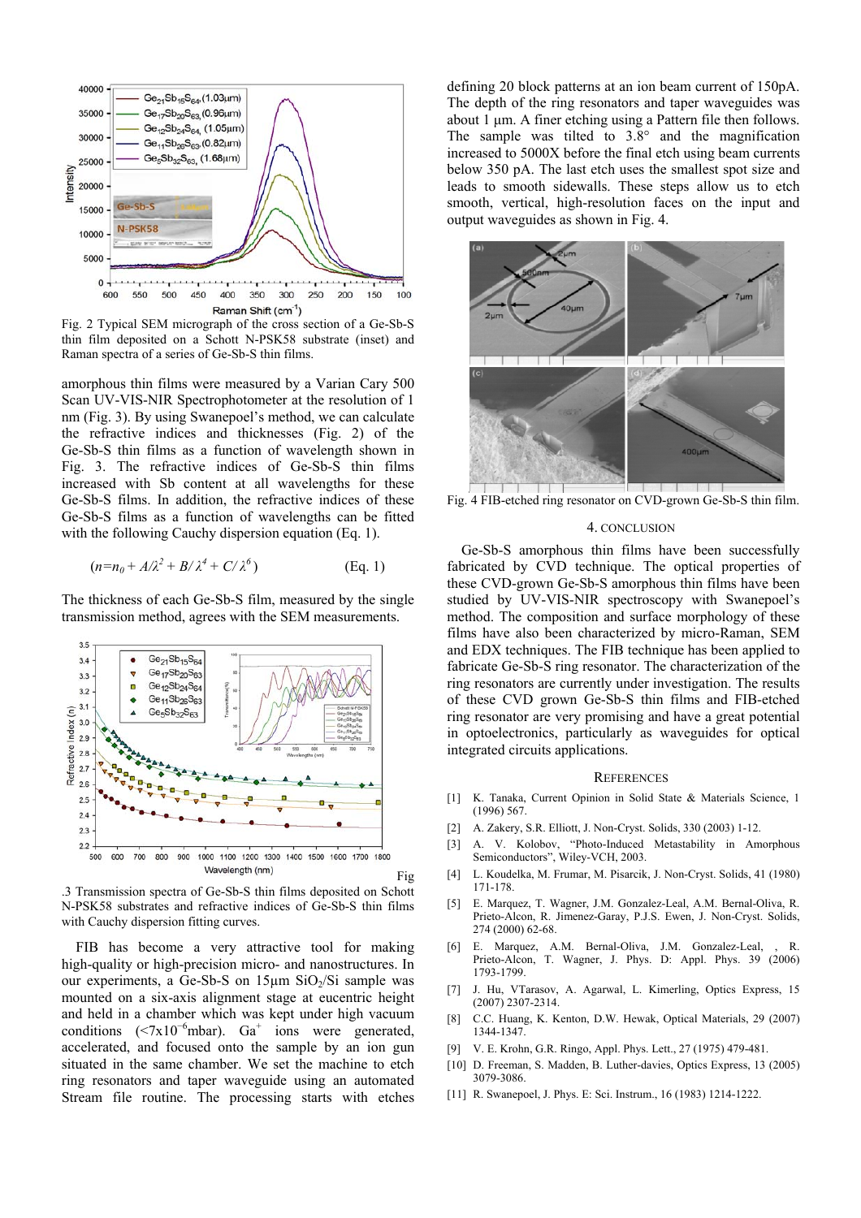40000
35000
30000
25000
20000
15000
10000
5000
0
Intensity

$Ge_{21}Sb_{15}S_{64}$ (1.03μm)
$Ge_{17}Sb_{20}S_{63}$ (0.96μm)
$Ge_{12}Sb_{24}S_{64}$ (1.05μm)
$Ge_{11}Sb_{26}S_{63}$ (0.82μm)
$Ge_{5}Sb_{32}S_{63}$ (1.68μm)

Ge-Sb-S
N-PSK58

600 550 500 450 400 350 300 250 200 150 100
Raman Shift ($cm^{-1}$)

Fig. 2 Typical SEM micrograph of the cross section of a Ge-Sb-S thin film deposited on a Schott N-PSK58 substrate (inset) and Raman spectra of a series of Ge-Sb-S thin films.

amorphous thin films were measured by a Varian Cary 500 Scan UV-VIS-NIR Spectrophotometer at the resolution of 1 nm (Fig. 3). By using Swanepoel's method, we can calculate the refractive indices and thicknesses (Fig. 2) of the Ge-Sb-S thin films as a function of wavelength shown in Fig. 3. The refractive indices of Ge-Sb-S thin films increased with Sb content at all wavelengths for these Ge-Sb-S films. In addition, the refractive indices of these Ge-Sb-S films as a function of wavelengths can be fitted with the following Cauchy dispersion equation (Eq. 1).

$$(n=n_0 + A/\lambda^2 + B/\lambda^4 + C/\lambda^6) \qquad \text{(Eq. 1)}$$

The thickness of each Ge-Sb-S film, measured by the single transmission method, agrees with the SEM measurements.

3.5
3.4
3.3
3.2
3.1
3.0
2.9
2.8
2.7
2.6
2.5
2.4
2.3
2.2
Refractive Index (n)

$Ge_{21}Sb_{15}S_{64}$
$Ge_{17}Sb_{20}S_{63}$
$Ge_{12}Sb_{24}S_{64}$
$Ge_{11}Sb_{26}S_{63}$
$Ge_{5}Sb_{32}S_{63}$

500 600 700 800 900 1000 1100 1200 1300 1400 1500 1600 1700 1800
Wavelength (nm)

Fig .3 Transmission spectra of Ge-Sb-S thin films deposited on Schott N-PSK58 substrates and refractive indices of Ge-Sb-S thin films with Cauchy dispersion fitting curves.

FIB has become a very attractive tool for making high-quality or high-precision micro- and nanostructures. In our experiments, a Ge-Sb-S on 15μm $SiO_2$/Si sample was mounted on a six-axis alignment stage at eucentric height and held in a chamber which was kept under high vacuum conditions ($<7\text{x}10^{-6}$mbar). $Ga^{+}$ ions were generated, accelerated, and focused onto the sample by an ion gun situated in the same chamber. We set the machine to etch ring resonators and taper waveguide using an automated Stream file routine. The processing starts with etches defining 20 block patterns at an ion beam current of 150pA. The depth of the ring resonators and taper waveguides was about 1 μm. A finer etching using a Pattern file then follows. The sample was tilted to 3.8° and the magnification increased to 5000X before the final etch using beam currents below 350 pA. The last etch uses the smallest spot size and leads to smooth sidewalls. These steps allow us to etch smooth, vertical, high-resolution faces on the input and output waveguides as shown in Fig. 4.

(a) (b) (c) (d)
2μm
500nm
40μm
2μm
7μm
400μm

Fig. 4 FIB-etched ring resonator on CVD-grown Ge-Sb-S thin film.

## 4. Conclusion

Ge-Sb-S amorphous thin films have been successfully fabricated by CVD technique. The optical properties of these CVD-grown Ge-Sb-S amorphous thin films have been studied by UV-VIS-NIR spectroscopy with Swanepoel's method. The composition and surface morphology of these films have also been characterized by micro-Raman, SEM and EDX techniques. The FIB technique has been applied to fabricate Ge-Sb-S ring resonator. The characterization of the ring resonators are currently under investigation. The results of these CVD grown Ge-Sb-S thin films and FIB-etched ring resonator are very promising and have a great potential in optoelectronics, particularly as waveguides for optical integrated circuits applications.

## References

[1] K. Tanaka, Current Opinion in Solid State & Materials Science, 1 (1996) 567.

[2] A. Zakery, S.R. Elliott, J. Non-Cryst. Solids, 330 (2003) 1-12.

[3] A. V. Kolobov, "Photo-Induced Metastability in Amorphous Semiconductors", Wiley-VCH, 2003.

[4] L. Koudelka, M. Frumar, M. Pisarcik, J. Non-Cryst. Solids, 41 (1980) 171-178.

[5] E. Marquez, T. Wagner, J.M. Gonzalez-Leal, A.M. Bernal-Oliva, R. Prieto-Alcon, R. Jimenez-Garay, P.J.S. Ewen, J. Non-Cryst. Solids, 274 (2000) 62-68.

[6] E. Marquez, A.M. Bernal-Oliva, J.M. Gonzalez-Leal, , R. Prieto-Alcon, T. Wagner, J. Phys. D: Appl. Phys. 39 (2006) 1793-1799.

[7] J. Hu, VTarasov, A. Agarwal, L. Kimerling, Optics Express, 15 (2007) 2307-2314.

[8] C.C. Huang, K. Kenton, D.W. Hewak, Optical Materials, 29 (2007) 1344-1347.

[9] V. E. Krohn, G.R. Ringo, Appl. Phys. Lett., 27 (1975) 479-481.

[10] D. Freeman, S. Madden, B. Luther-davies, Optics Express, 13 (2005) 3079-3086.

[11] R. Swanepoel, J. Phys. E: Sci. Instrum., 16 (1983) 1214-1222.